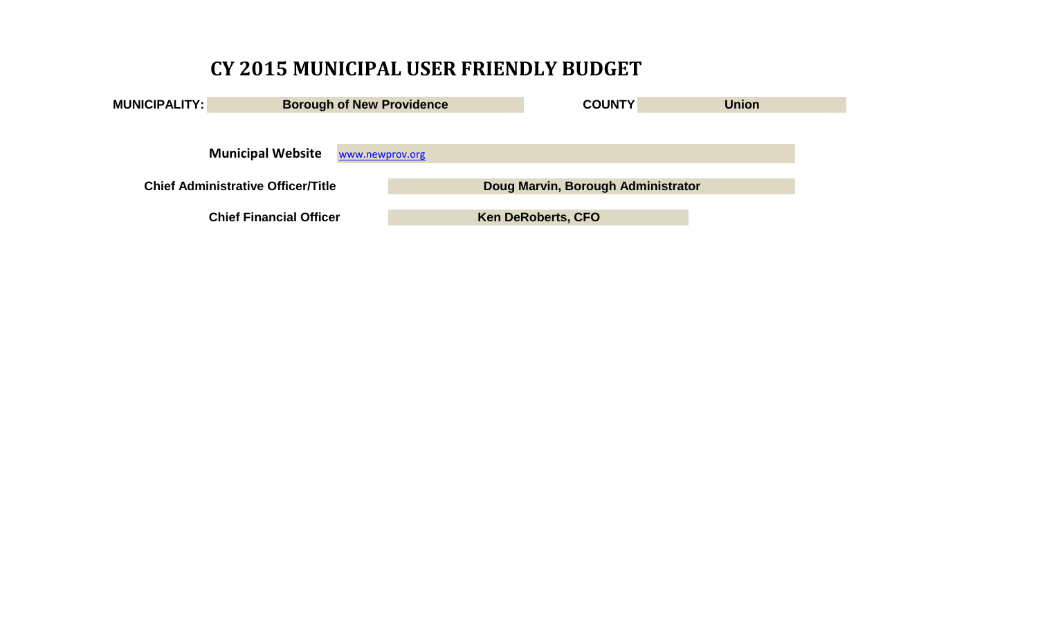# CY 2015 MUNICIPAL USER FRIENDLY BUDGET

**MUNICIPALITY:** **Borough of New Providence** **COUNTY** **Union**

**Municipal Website** www.newprov.org

**Chief Administrative Officer/Title** **Doug Marvin, Borough Administrator**

**Chief Financial Officer** **Ken DeRoberts, CFO**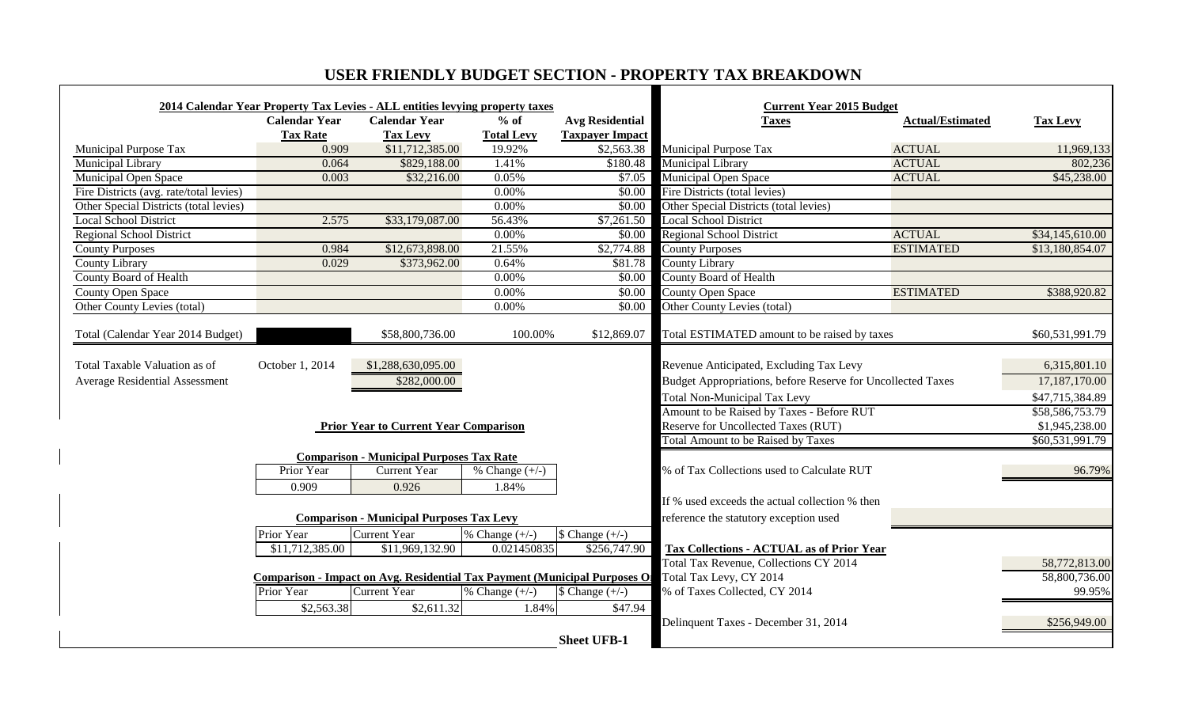# USER FRIENDLY BUDGET SECTION - PROPERTY TAX BREAKDOWN

**2014 Calendar Year Property Tax Levies - ALL entities levying property taxes**

| | Calendar Year Tax Rate | Calendar Year Tax Levy | % of Total Levy | Avg Residential Taxpayer Impact |
|---|---|---|---|---|
| Municipal Purpose Tax | 0.909 | $11,712,385.00 | 19.92% | $2,563.38 |
| Municipal Library | 0.064 | $829,188.00 | 1.41% | $180.48 |
| Municipal Open Space | 0.003 | $32,216.00 | 0.05% | $7.05 |
| Fire Districts (avg. rate/total levies) | | | 0.00% | $0.00 |
| Other Special Districts (total levies) | | | 0.00% | $0.00 |
| Local School District | 2.575 | $33,179,087.00 | 56.43% | $7,261.50 |
| Regional School District | | | 0.00% | $0.00 |
| County Purposes | 0.984 | $12,673,898.00 | 21.55% | $2,774.88 |
| County Library | 0.029 | $373,962.00 | 0.64% | $81.78 |
| County Board of Health | | | 0.00% | $0.00 |
| County Open Space | | | 0.00% | $0.00 |
| Other County Levies (total) | | | 0.00% | $0.00 |
| Total (Calendar Year 2014 Budget) | | $58,800,736.00 | 100.00% | $12,869.07 |

| | | |
|---|---|---|
| Total Taxable Valuation as of | October 1, 2014 | $1,288,630,095.00 |
| Average Residential Assessment | | $282,000.00 |

**Prior Year to Current Year Comparison**

**Comparison - Municipal Purposes Tax Rate**

| Prior Year | Current Year | % Change (+/-) |
|---|---|---|
| 0.909 | 0.926 | 1.84% |

**Comparison - Municipal Purposes Tax Levy**

| Prior Year | Current Year | % Change (+/-) | $ Change (+/-) |
|---|---|---|---|
| $11,712,385.00 | $11,969,132.90 | 0.021450835 | $256,747.90 |

**Comparison - Impact on Avg. Residential Tax Payment (Municipal Purposes O**

| Prior Year | Current Year | % Change (+/-) | $ Change (+/-) |
|---|---|---|---|
| $2,563.38 | $2,611.32 | 1.84% | $47.94 |

**Current Year 2015 Budget**

| Taxes | Actual/Estimated | Tax Levy |
|---|---|---|
| Municipal Purpose Tax | ACTUAL | 11,969,133 |
| Municipal Library | ACTUAL | 802,236 |
| Municipal Open Space | ACTUAL | $45,238.00 |
| Fire Districts (total levies) | | |
| Other Special Districts (total levies) | | |
| Local School District | | |
| Regional School District | ACTUAL | $34,145,610.00 |
| County Purposes | ESTIMATED | $13,180,854.07 |
| County Library | | |
| County Board of Health | | |
| County Open Space | ESTIMATED | $388,920.82 |
| Other County Levies (total) | | |
| Total ESTIMATED amount to be raised by taxes | | $60,531,991.79 |

| | |
|---|---|
| Revenue Anticipated, Excluding Tax Levy | 6,315,801.10 |
| Budget Appropriations, before Reserve for Uncollected Taxes | 17,187,170.00 |
| Total Non-Municipal Tax Levy | $47,715,384.89 |
| Amount to be Raised by Taxes - Before RUT | $58,586,753.79 |
| Reserve for Uncollected Taxes (RUT) | $1,945,238.00 |
| Total Amount to be Raised by Taxes | $60,531,991.79 |
| % of Tax Collections used to Calculate RUT | 96.79% |
| If % used exceeds the actual collection % then reference the statutory exception used | |

**Tax Collections - ACTUAL as of Prior Year**

| | |
|---|---|
| Total Tax Revenue, Collections CY 2014 | 58,772,813.00 |
| Total Tax Levy, CY 2014 | 58,800,736.00 |
| % of Taxes Collected, CY 2014 | 99.95% |
| Delinquent Taxes - December 31, 2014 | $256,949.00 |

**Sheet UFB-1**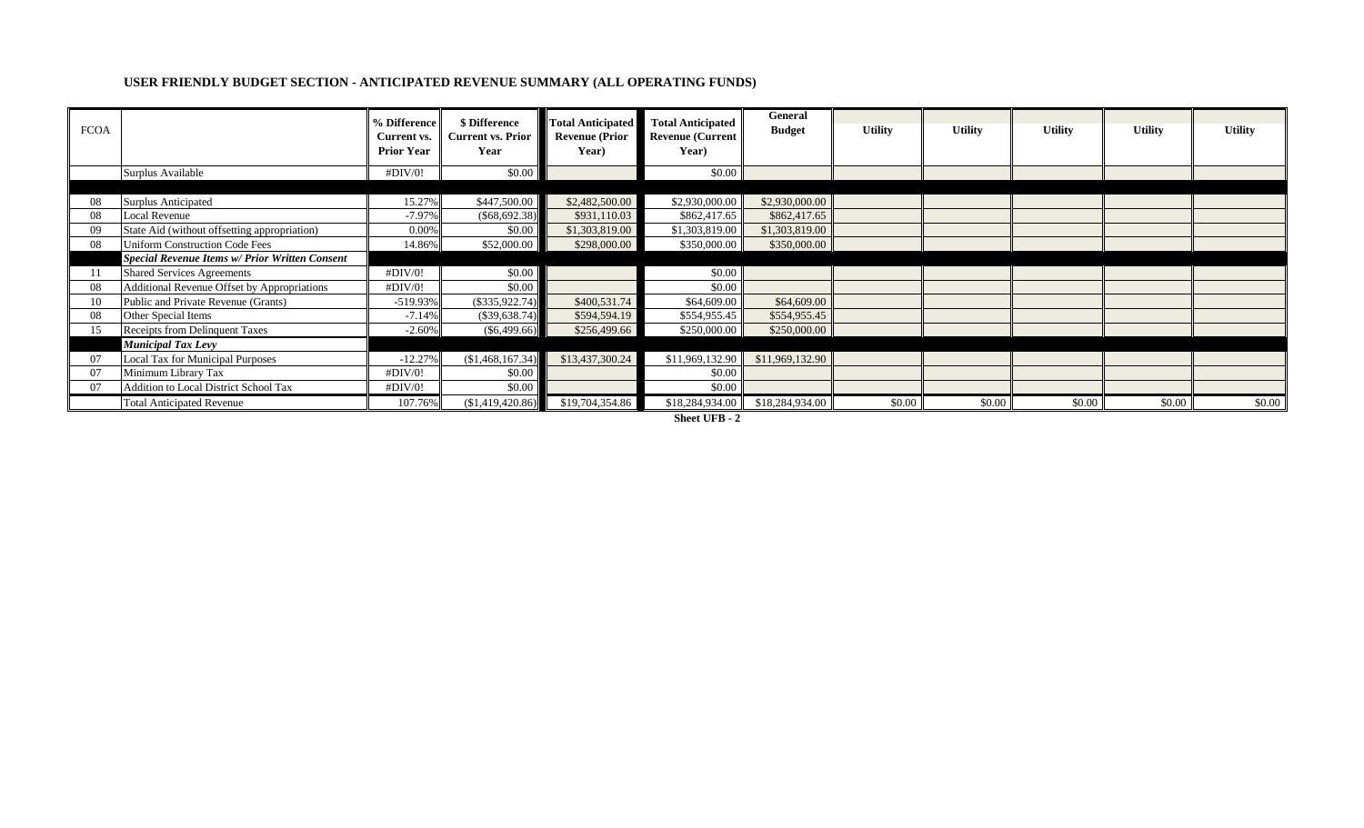## USER FRIENDLY BUDGET SECTION - ANTICIPATED REVENUE SUMMARY (ALL OPERATING FUNDS)

| FCOA | | % Difference Current vs. Prior Year | $ Difference Current vs. Prior Year | Total Anticipated Revenue (Prior Year) | Total Anticipated Revenue (Current Year) | General Budget | Utility | Utility | Utility | Utility | Utility |
|---|---|---|---|---|---|---|---|---|---|---|---|
| | Surplus Available | #DIV/0! | $0.00 | | $0.00 | | | | | | |
| | | | | | | | | | | | |
| 08 | Surplus Anticipated | 15.27% | $447,500.00 | $2,482,500.00 | $2,930,000.00 | $2,930,000.00 | | | | | |
| 08 | Local Revenue | -7.97% | ($68,692.38) | $931,110.03 | $862,417.65 | $862,417.65 | | | | | |
| 09 | State Aid (without offsetting appropriation) | 0.00% | $0.00 | $1,303,819.00 | $1,303,819.00 | $1,303,819.00 | | | | | |
| 08 | Uniform Construction Code Fees | 14.86% | $52,000.00 | $298,000.00 | $350,000.00 | $350,000.00 | | | | | |
| | ***Special Revenue Items w/ Prior Written Consent*** | | | | | | | | | | |
| 11 | Shared Services Agreements | #DIV/0! | $0.00 | | $0.00 | | | | | | |
| 08 | Additional Revenue Offset by Appropriations | #DIV/0! | $0.00 | | $0.00 | | | | | | |
| 10 | Public and Private Revenue (Grants) | -519.93% | ($335,922.74) | $400,531.74 | $64,609.00 | $64,609.00 | | | | | |
| 08 | Other Special Items | -7.14% | ($39,638.74) | $594,594.19 | $554,955.45 | $554,955.45 | | | | | |
| 15 | Receipts from Delinquent Taxes | -2.60% | ($6,499.66) | $256,499.66 | $250,000.00 | $250,000.00 | | | | | |
| | ***Municipal Tax Levy*** | | | | | | | | | | |
| 07 | Local Tax for Municipal Purposes | -12.27% | ($1,468,167.34) | $13,437,300.24 | $11,969,132.90 | $11,969,132.90 | | | | | |
| 07 | Minimum Library Tax | #DIV/0! | $0.00 | | $0.00 | | | | | | |
| 07 | Addition to Local District School Tax | #DIV/0! | $0.00 | | $0.00 | | | | | | |
| | Total Anticipated Revenue | 107.76% | ($1,419,420.86) | $19,704,354.86 | $18,284,934.00 | $18,284,934.00 | $0.00 | $0.00 | $0.00 | $0.00 | $0.00 |

**Sheet UFB - 2**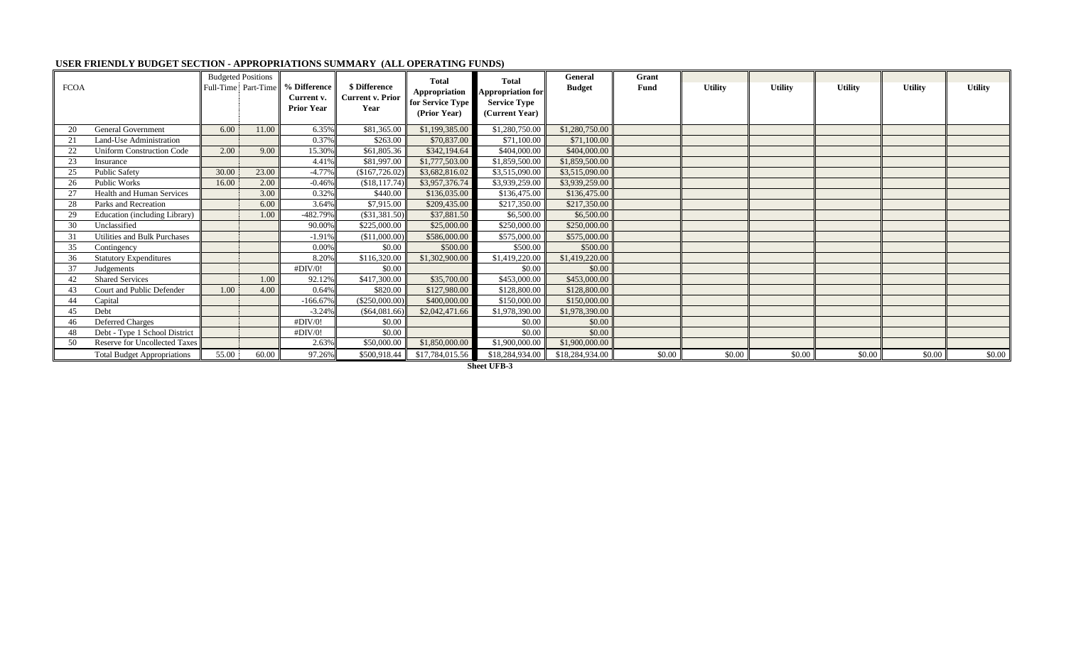## USER FRIENDLY BUDGET SECTION - APPROPRIATIONS SUMMARY (ALL OPERATING FUNDS)

| FCOA | | Budgeted Positions Full-Time | Budgeted Positions Part-Time | % Difference Current v. Prior Year | $ Difference Current v. Prior Year | Total Appropriation for Service Type (Prior Year) | Total Appropriation for Service Type (Current Year) | General Budget | Grant Fund | Utility | Utility | Utility | Utility | Utility |
|---|---|---|---|---|---|---|---|---|---|---|---|---|---|---|
| 20 | General Government | 6.00 | 11.00 | 6.35% | $81,365.00 | $1,199,385.00 | $1,280,750.00 | $1,280,750.00 | | | | | | |
| 21 | Land-Use Administration | | | 0.37% | $263.00 | $70,837.00 | $71,100.00 | $71,100.00 | | | | | | |
| 22 | Uniform Construction Code | 2.00 | 9.00 | 15.30% | $61,805.36 | $342,194.64 | $404,000.00 | $404,000.00 | | | | | | |
| 23 | Insurance | | | 4.41% | $81,997.00 | $1,777,503.00 | $1,859,500.00 | $1,859,500.00 | | | | | | |
| 25 | Public Safety | 30.00 | 23.00 | -4.77% | ($167,726.02) | $3,682,816.02 | $3,515,090.00 | $3,515,090.00 | | | | | | |
| 26 | Public Works | 16.00 | 2.00 | -0.46% | ($18,117.74) | $3,957,376.74 | $3,939,259.00 | $3,939,259.00 | | | | | | |
| 27 | Health and Human Services | | 3.00 | 0.32% | $440.00 | $136,035.00 | $136,475.00 | $136,475.00 | | | | | | |
| 28 | Parks and Recreation | | 6.00 | 3.64% | $7,915.00 | $209,435.00 | $217,350.00 | $217,350.00 | | | | | | |
| 29 | Education (including Library) | | 1.00 | -482.79% | ($31,381.50) | $37,881.50 | $6,500.00 | $6,500.00 | | | | | | |
| 30 | Unclassified | | | 90.00% | $225,000.00 | $25,000.00 | $250,000.00 | $250,000.00 | | | | | | |
| 31 | Utilities and Bulk Purchases | | | -1.91% | ($11,000.00) | $586,000.00 | $575,000.00 | $575,000.00 | | | | | | |
| 35 | Contingency | | | 0.00% | $0.00 | $500.00 | $500.00 | $500.00 | | | | | | |
| 36 | Statutory Expenditures | | | 8.20% | $116,320.00 | $1,302,900.00 | $1,419,220.00 | $1,419,220.00 | | | | | | |
| 37 | Judgements | | | #DIV/0! | $0.00 | | $0.00 | $0.00 | | | | | | |
| 42 | Shared Services | | 1.00 | 92.12% | $417,300.00 | $35,700.00 | $453,000.00 | $453,000.00 | | | | | | |
| 43 | Court and Public Defender | 1.00 | 4.00 | 0.64% | $820.00 | $127,980.00 | $128,800.00 | $128,800.00 | | | | | | |
| 44 | Capital | | | -166.67% | ($250,000.00) | $400,000.00 | $150,000.00 | $150,000.00 | | | | | | |
| 45 | Debt | | | -3.24% | ($64,081.66) | $2,042,471.66 | $1,978,390.00 | $1,978,390.00 | | | | | | |
| 46 | Deferred Charges | | | #DIV/0! | $0.00 | | $0.00 | $0.00 | | | | | | |
| 48 | Debt - Type 1 School District | | | #DIV/0! | $0.00 | | $0.00 | $0.00 | | | | | | |
| 50 | Reserve for Uncollected Taxes | | | 2.63% | $50,000.00 | $1,850,000.00 | $1,900,000.00 | $1,900,000.00 | | | | | | |
| | Total Budget Appropriations | 55.00 | 60.00 | 97.26% | $500,918.44 | $17,784,015.56 | $18,284,934.00 | $18,284,934.00 | $0.00 | $0.00 | $0.00 | $0.00 | $0.00 | $0.00 |

**Sheet UFB-3**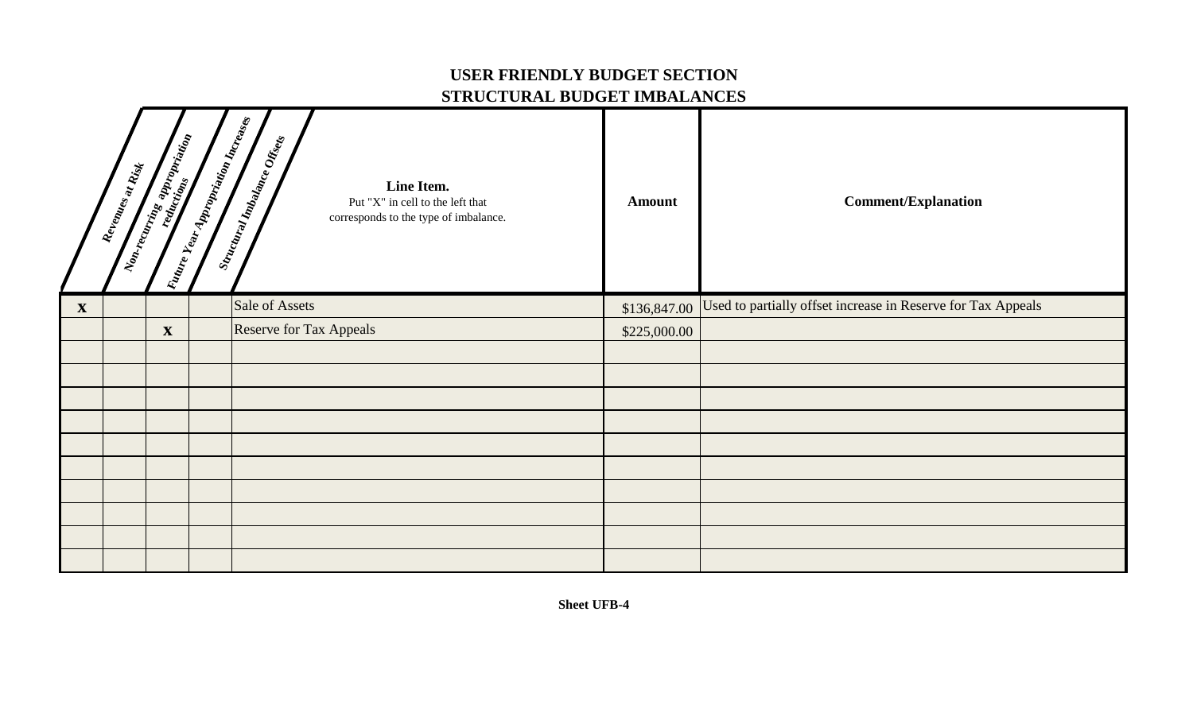# USER FRIENDLY BUDGET SECTION
## STRUCTURAL BUDGET IMBALANCES

| Revenues at Risk | Non-recurring appropriation reductions | Future Year Appropriation Increases | Structural Imbalance Offsets | **Line Item.** Put "X" in cell to the left that corresponds to the type of imbalance. | **Amount** | **Comment/Explanation** |
|---|---|---|---|---|---|---|
| X | | | | Sale of Assets | $136,847.00 | Used to partially offset increase in Reserve for Tax Appeals |
| | | X | | Reserve for Tax Appeals | $225,000.00 | |
| | | | | | | |
| | | | | | | |
| | | | | | | |
| | | | | | | |
| | | | | | | |
| | | | | | | |
| | | | | | | |
| | | | | | | |
| | | | | | | |
| | | | | | | |

**Sheet UFB-4**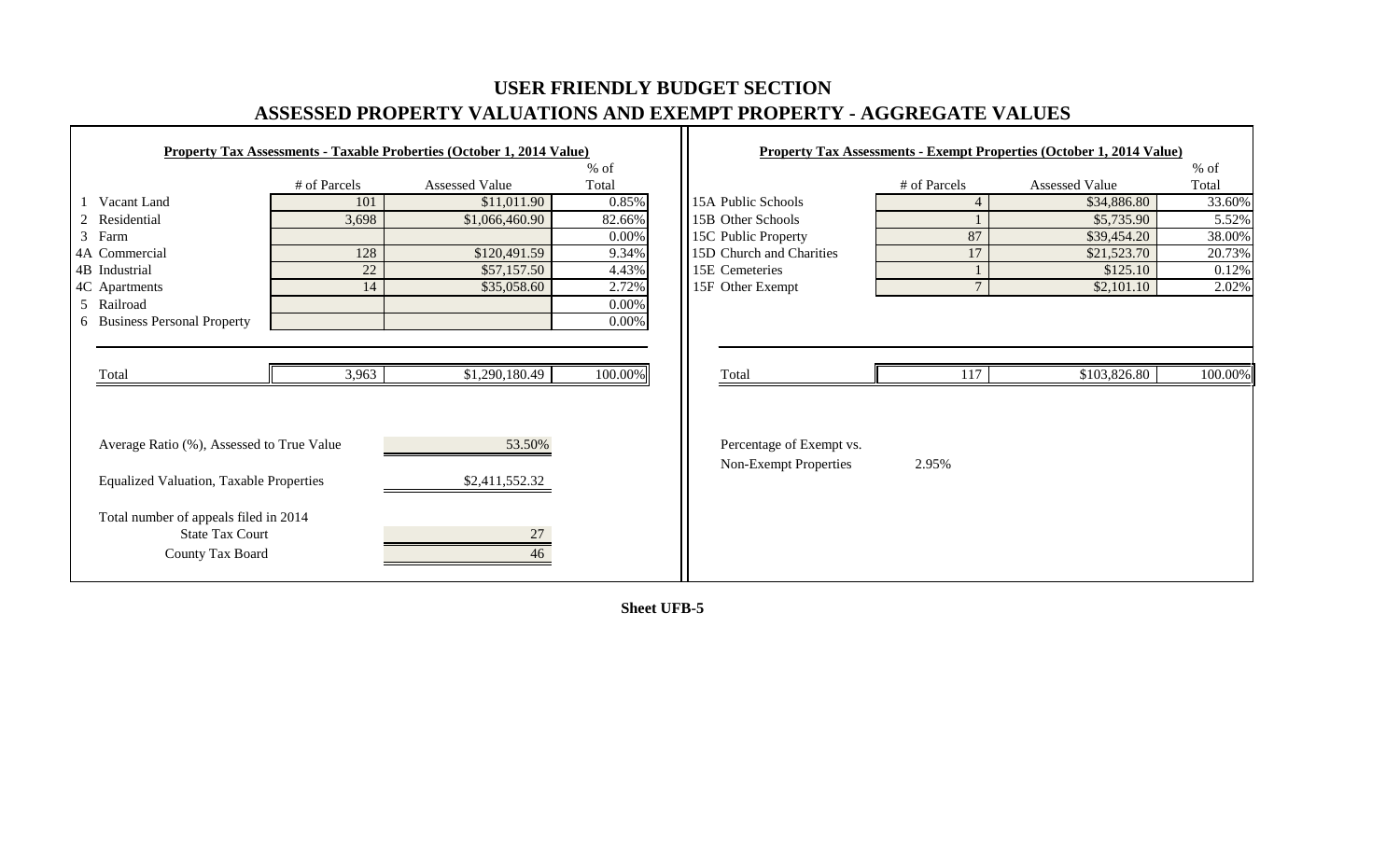# USER FRIENDLY BUDGET SECTION

## ASSESSED PROPERTY VALUATIONS AND EXEMPT PROPERTY - AGGREGATE VALUES

**Property Tax Assessments - Taxable Proberties (October 1, 2014 Value)**

| | | # of Parcels | Assessed Value | % of Total |
|---|---|---|---|---|
| 1 | Vacant Land | 101 | $11,011.90 | 0.85% |
| 2 | Residential | 3,698 | $1,066,460.90 | 82.66% |
| 3 | Farm | | | 0.00% |
| 4A | Commercial | 128 | $120,491.59 | 9.34% |
| 4B | Industrial | 22 | $57,157.50 | 4.43% |
| 4C | Apartments | 14 | $35,058.60 | 2.72% |
| 5 | Railroad | | | 0.00% |
| 6 | Business Personal Property | | | 0.00% |
| | Total | 3,963 | $1,290,180.49 | 100.00% |

| | |
|---|---|
| Average Ratio (%), Assessed to True Value | 53.50% |
| Equalized Valuation, Taxable Properties | $2,411,552.32 |
| Total number of appeals filed in 2014 | |
| State Tax Court | 27 |
| County Tax Board | 46 |

**Property Tax Assessments - Exempt Properties (October 1, 2014 Value)**

| | | # of Parcels | Assessed Value | % of Total |
|---|---|---|---|---|
| 15A | Public Schools | 4 | $34,886.80 | 33.60% |
| 15B | Other Schools | 1 | $5,735.90 | 5.52% |
| 15C | Public Property | 87 | $39,454.20 | 38.00% |
| 15D | Church and Charities | 17 | $21,523.70 | 20.73% |
| 15E | Cemeteries | 1 | $125.10 | 0.12% |
| 15F | Other Exempt | 7 | $2,101.10 | 2.02% |
| | Total | 117 | $103,826.80 | 100.00% |

Percentage of Exempt vs. Non-Exempt Properties: 2.95%

**Sheet UFB-5**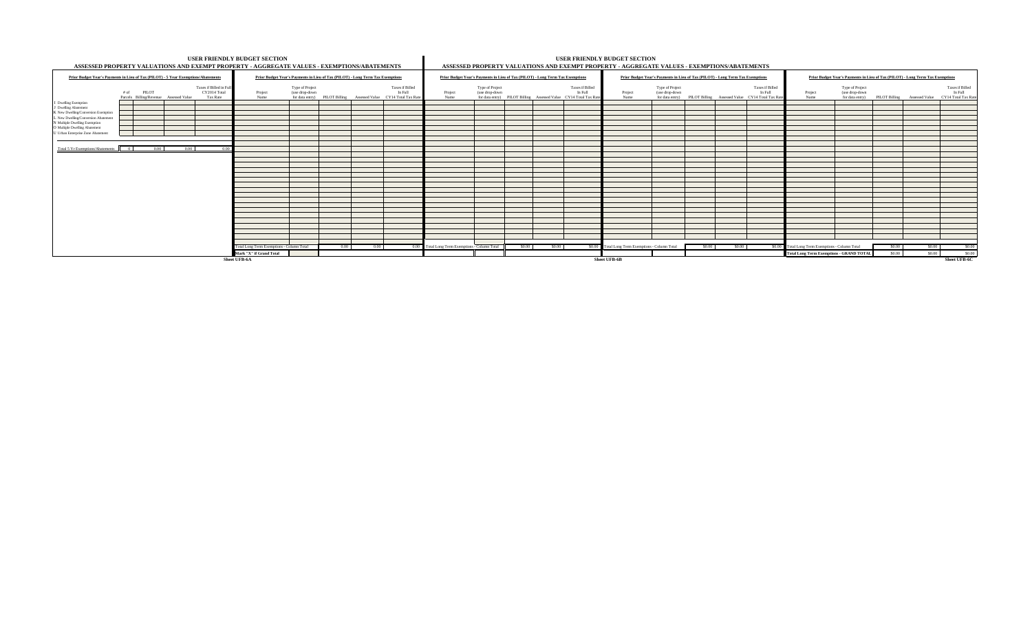## USER FRIENDLY BUDGET SECTION

### ASSESSED PROPERTY VALUATIONS AND EXEMPT PROPERTY - AGGREGATE VALUES - EXEMPTIONS/ABATEMENTS

**Prior Budget Year's Payments in Lieu of Tax (PILOT) - 5 Year Exemptions/Abatements**

| | # of Parcels | PILOT Billing/Revenue | Assessed Value | Taxes if Billed in Full CY2014 Total Tax Rate |
|---|---|---|---|---|
| I Dwelling Exemption | | | | |
| J Dwelling Abatement | | | | |
| K New Dwelling/Conversion Exemption | | | | |
| L New Dwelling/Conversion Abatement | | | | |
| N Multiple Dwelling Exemption | | | | |
| O Multiple Dwelling Abatement | | | | |
| U Urban Enterprise Zone Abatement | | | | |
| Total 5 Yr Exemptions/Abatements | 0 | 0.00 | 0.00 | 0.00 |

**Prior Budget Year's Payments in Lieu of Tax (PILOT) - Long Term Tax Exemptions**

| Project Name | Type of Project (use drop-down for data entry) | PILOT Billing | Assessed Value | Taxes if Billed In Full CY14 Total Tax Rate |
|---|---|---|---|---|
| Total Long Term Exemptions - Column Total | | 0.00 | 0.00 | 0.00 |
| Mark "X" if Grand Total | | | | |

Sheet UFB-6A

## USER FRIENDLY BUDGET SECTION

### ASSESSED PROPERTY VALUATIONS AND EXEMPT PROPERTY - AGGREGATE VALUES - EXEMPTIONS/ABATEMENTS

**Prior Budget Year's Payments in Lieu of Tax (PILOT) - Long Term Tax Exemptions**

| Project Name | Type of Project (use drop-down for data entry) | PILOT Billing | Assessed Value | Taxes if Billed In Full CY14 Total Tax Rate |
|---|---|---|---|---|
| Total Long Term Exemptions - Column Total | | $0.00 | $0.00 | $0.00 |

**Prior Budget Year's Payments in Lieu of Tax (PILOT) - Long Term Tax Exemptions**

| Project Name | Type of Project (use drop-down for data entry) | PILOT Billing | Assessed Value | Taxes if Billed In Full CY14 Total Tax Rate |
|---|---|---|---|---|
| Total Long Term Exemptions - Column Total | | $0.00 | $0.00 | $0.00 |

Sheet UFB-6B

**Prior Budget Year's Payments in Lieu of Tax (PILOT) - Long Term Tax Exemptions**

| Project Name | Type of Project (use drop-down for data entry) | PILOT Billing | Assessed Value | Taxes if Billed In Full CY14 Total Tax Rate |
|---|---|---|---|---|
| Total Long Term Exemptions - Column Total | | $0.00 | $0.00 | $0.00 |
| Total Long Term Exemptions - GRAND TOTAL | | $0.00 | $0.00 | $0.00 |

Sheet UFB-6C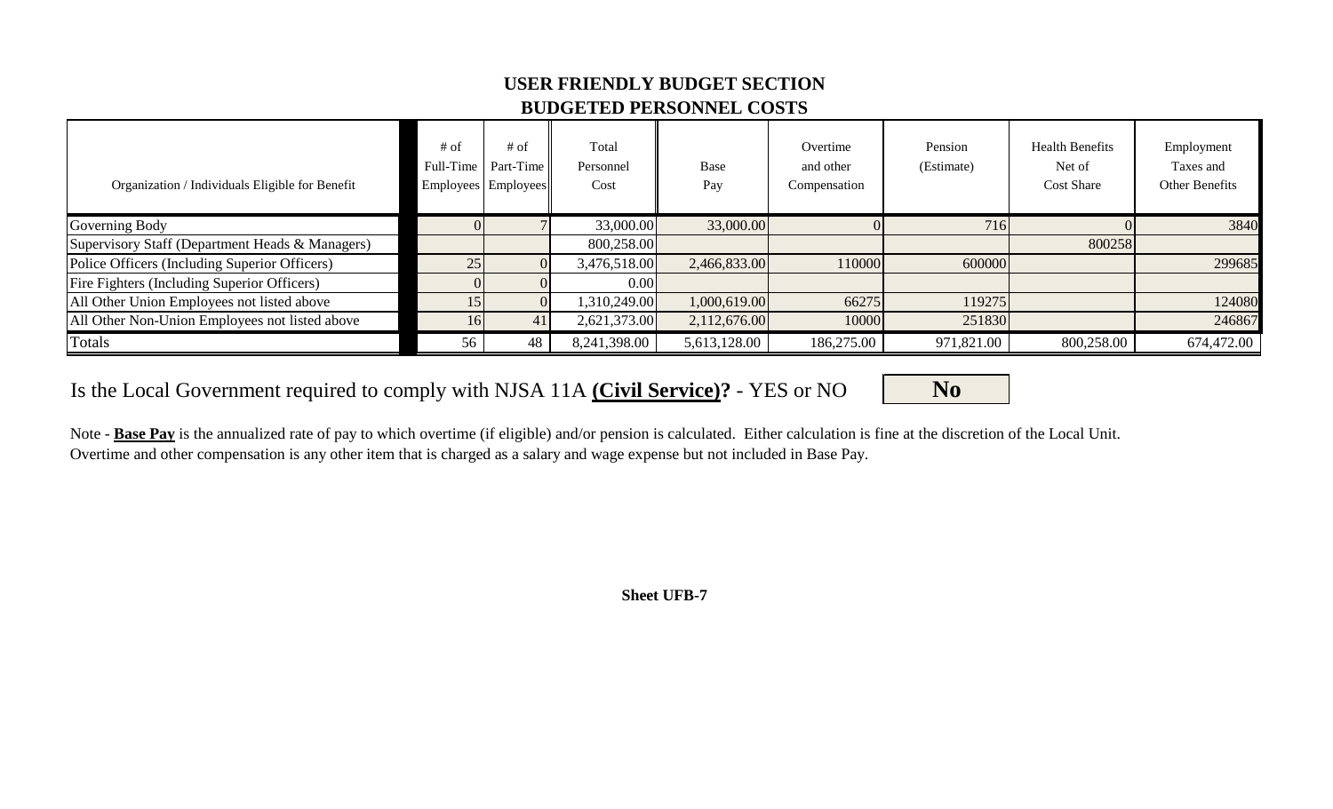## USER FRIENDLY BUDGET SECTION
## BUDGETED PERSONNEL COSTS

| Organization / Individuals Eligible for Benefit | # of Full-Time Employees | # of Part-Time Employees | Total Personnel Cost | Base Pay | Overtime and other Compensation | Pension (Estimate) | Health Benefits Net of Cost Share | Employment Taxes and Other Benefits |
|---|---|---|---|---|---|---|---|---|
| Governing Body | 0 | 7 | 33,000.00 | 33,000.00 | 0 | 716 | 0 | 3840 |
| Supervisory Staff (Department Heads & Managers) | | | 800,258.00 | | | | 800258 | |
| Police Officers (Including Superior Officers) | 25 | 0 | 3,476,518.00 | 2,466,833.00 | 110000 | 600000 | | 299685 |
| Fire Fighters (Including Superior Officers) | 0 | 0 | 0.00 | | | | | |
| All Other Union Employees not listed above | 15 | 0 | 1,310,249.00 | 1,000,619.00 | 66275 | 119275 | | 124080 |
| All Other Non-Union Employees not listed above | 16 | 41 | 2,621,373.00 | 2,112,676.00 | 10000 | 251830 | | 246867 |
| Totals | 56 | 48 | 8,241,398.00 | 5,613,128.00 | 186,275.00 | 971,821.00 | 800,258.00 | 674,472.00 |

Is the Local Government required to comply with NJSA 11A **Civil Service**? - YES or NO **No**

Note - **Base Pay** is the annualized rate of pay to which overtime (if eligible) and/or pension is calculated. Either calculation is fine at the discretion of the Local Unit. Overtime and other compensation is any other item that is charged as a salary and wage expense but not included in Base Pay.

**Sheet UFB-7**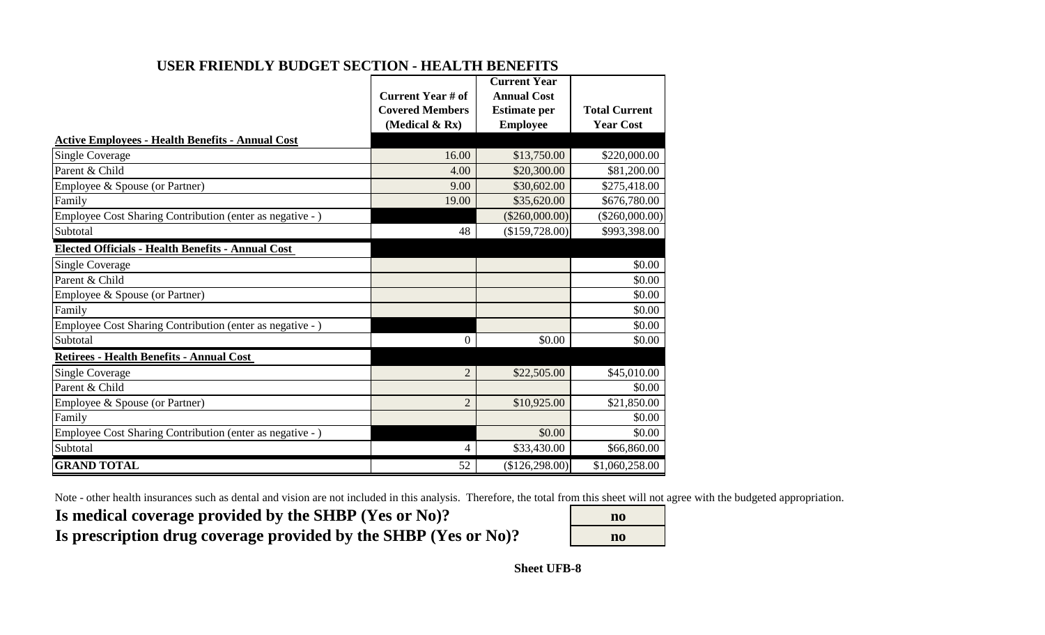## USER FRIENDLY BUDGET SECTION - HEALTH BENEFITS

| | Current Year # of Covered Members (Medical & Rx) | Current Year Annual Cost Estimate per Employee | Total Current Year Cost |
|---|---|---|---|
| **Active Employees - Health Benefits - Annual Cost** | | | |
| Single Coverage | 16.00 | $13,750.00 | $220,000.00 |
| Parent & Child | 4.00 | $20,300.00 | $81,200.00 |
| Employee & Spouse (or Partner) | 9.00 | $30,602.00 | $275,418.00 |
| Family | 19.00 | $35,620.00 | $676,780.00 |
| Employee Cost Sharing Contribution (enter as negative - ) | | ($260,000.00) | ($260,000.00) |
| Subtotal | 48 | ($159,728.00) | $993,398.00 |
| **Elected Officials - Health Benefits - Annual Cost** | | | |
| Single Coverage | | | $0.00 |
| Parent & Child | | | $0.00 |
| Employee & Spouse (or Partner) | | | $0.00 |
| Family | | | $0.00 |
| Employee Cost Sharing Contribution (enter as negative - ) | | | $0.00 |
| Subtotal | 0 | $0.00 | $0.00 |
| **Retirees - Health Benefits - Annual Cost** | | | |
| Single Coverage | 2 | $22,505.00 | $45,010.00 |
| Parent & Child | | | $0.00 |
| Employee & Spouse (or Partner) | 2 | $10,925.00 | $21,850.00 |
| Family | | | $0.00 |
| Employee Cost Sharing Contribution (enter as negative - ) | | $0.00 | $0.00 |
| Subtotal | 4 | $33,430.00 | $66,860.00 |
| **GRAND TOTAL** | 52 | ($126,298.00) | $1,060,258.00 |

Note - other health insurances such as dental and vision are not included in this analysis. Therefore, the total from this sheet will not agree with the budgeted appropriation.

| | |
|---|---|
| **Is medical coverage provided by the SHBP (Yes or No)?** | **no** |
| **Is prescription drug coverage provided by the SHBP (Yes or No)?** | **no** |

**Sheet UFB-8**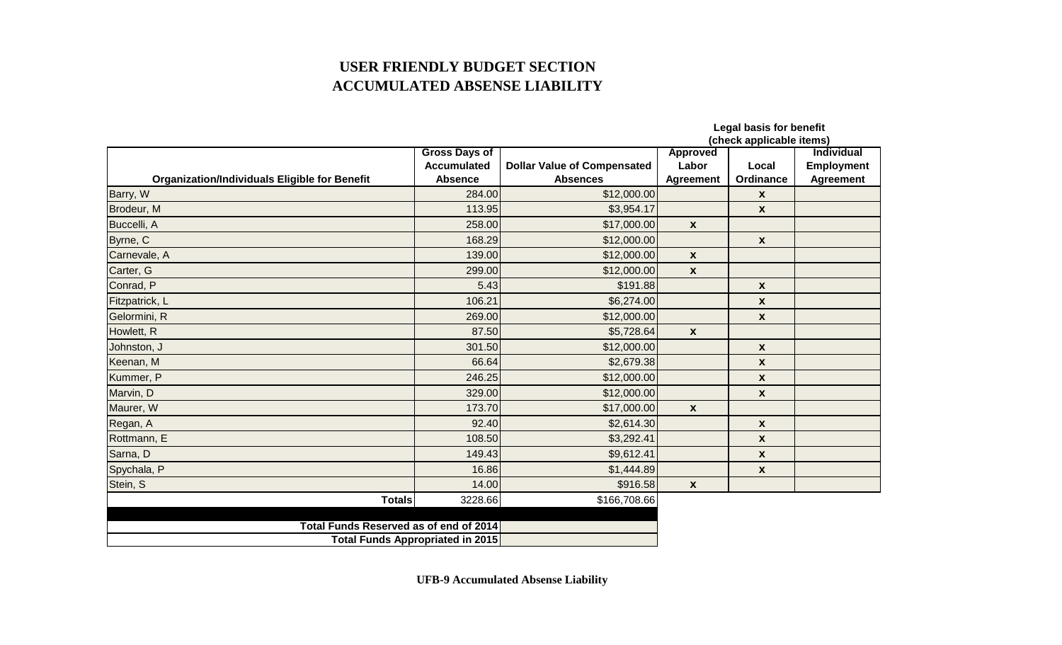# USER FRIENDLY BUDGET SECTION
# ACCUMULATED ABSENSE LIABILITY

| Organization/Individuals Eligible for Benefit | Gross Days of Accumulated Absence | Dollar Value of Compensated Absences | Legal basis for benefit (check applicable items) Approved Labor Agreement | Local Ordinance | Individual Employment Agreement |
|---|---|---|---|---|---|
| Barry, W | 284.00 | $12,000.00 | | x | |
| Brodeur, M | 113.95 | $3,954.17 | | x | |
| Buccelli, A | 258.00 | $17,000.00 | x | | |
| Byrne, C | 168.29 | $12,000.00 | | x | |
| Carnevale, A | 139.00 | $12,000.00 | x | | |
| Carter, G | 299.00 | $12,000.00 | x | | |
| Conrad, P | 5.43 | $191.88 | | x | |
| Fitzpatrick, L | 106.21 | $6,274.00 | | x | |
| Gelormini, R | 269.00 | $12,000.00 | | x | |
| Howlett, R | 87.50 | $5,728.64 | x | | |
| Johnston, J | 301.50 | $12,000.00 | | x | |
| Keenan, M | 66.64 | $2,679.38 | | x | |
| Kummer, P | 246.25 | $12,000.00 | | x | |
| Marvin, D | 329.00 | $12,000.00 | | x | |
| Maurer, W | 173.70 | $17,000.00 | x | | |
| Regan, A | 92.40 | $2,614.30 | | x | |
| Rottmann, E | 108.50 | $3,292.41 | | x | |
| Sarna, D | 149.43 | $9,612.41 | | x | |
| Spychala, P | 16.86 | $1,444.89 | | x | |
| Stein, S | 14.00 | $916.58 | x | | |
| **Totals** | 3228.66 | $166,708.66 | | | |

| | |
|---|---|
| **Total Funds Reserved as of end of 2014** | |
| **Total Funds Appropriated in 2015** | |

**UFB-9 Accumulated Absense Liability**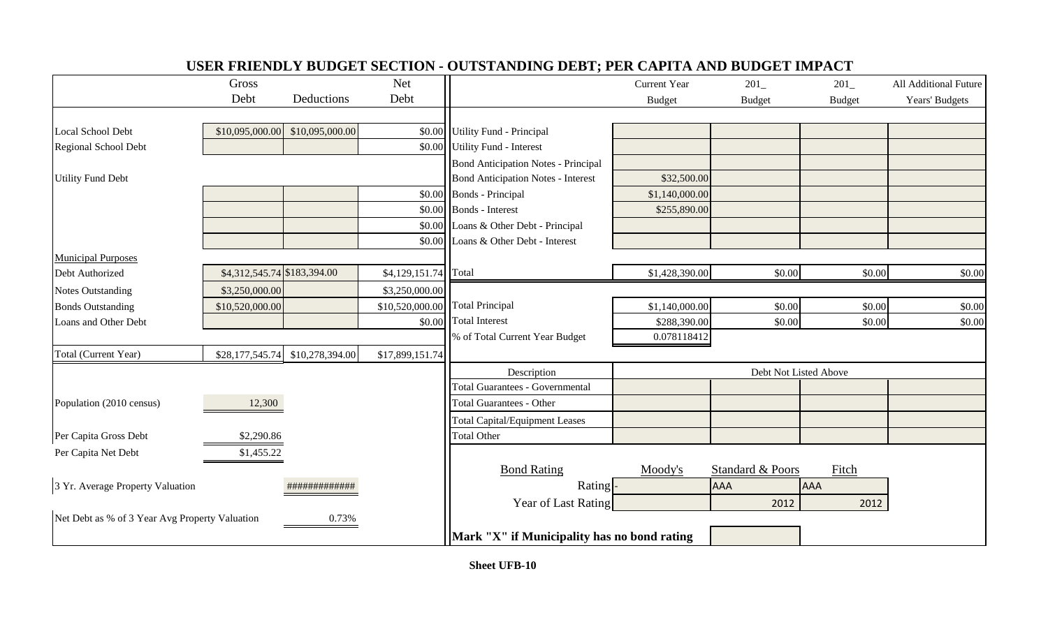# USER FRIENDLY BUDGET SECTION - OUTSTANDING DEBT; PER CAPITA AND BUDGET IMPACT

| | Gross Debt | Deductions | Net Debt |
|---|---|---|---|
| Local School Debt | $10,095,000.00 | $10,095,000.00 | $0.00 |
| Regional School Debt | | | $0.00 |
| Utility Fund Debt | | | |
| | | | $0.00 |
| | | | $0.00 |
| | | | $0.00 |
| | | | $0.00 |
| Municipal Purposes | | | |
| Debt Authorized | $4,312,545.74 | $183,394.00 | $4,129,151.74 |
| Notes Outstanding | $3,250,000.00 | | $3,250,000.00 |
| Bonds Outstanding | $10,520,000.00 | | $10,520,000.00 |
| Loans and Other Debt | | | $0.00 |
| Total (Current Year) | $28,177,545.74 | $10,278,394.00 | $17,899,151.74 |

| | |
|---|---|
| Population (2010 census) | 12,300 |
| Per Capita Gross Debt | $2,290.86 |
| Per Capita Net Debt | $1,455.22 |
| 3 Yr. Average Property Valuation | ############# |
| Net Debt as % of 3 Year Avg Property Valuation | 0.73% |

| | Current Year Budget | 201_ Budget | 201_ Budget | All Additional Future Years' Budgets |
|---|---|---|---|---|
| Utility Fund - Principal | | | | |
| Utility Fund - Interest | | | | |
| Bond Anticipation Notes - Principal | | | | |
| Bond Anticipation Notes - Interest | $32,500.00 | | | |
| Bonds - Principal | $1,140,000.00 | | | |
| Bonds - Interest | $255,890.00 | | | |
| Loans & Other Debt - Principal | | | | |
| Loans & Other Debt - Interest | | | | |
| Total | $1,428,390.00 | $0.00 | $0.00 | $0.00 |
| Total Principal | $1,140,000.00 | $0.00 | $0.00 | $0.00 |
| Total Interest | $288,390.00 | $0.00 | $0.00 | $0.00 |
| % of Total Current Year Budget | 0.078118412 | | | |

| Description | Debt Not Listed Above | | | |
|---|---|---|---|---|
| Total Guarantees - Governmental | | | | |
| Total Guarantees - Other | | | | |
| Total Capital/Equipment Leases | | | | |
| Total Other | | | | |

| Bond Rating | Moody's | Standard & Poors | Fitch |
|---|---|---|---|
| Rating | - | AAA | AAA |
| Year of Last Rating | | 2012 | 2012 |

**Mark "X" if Municipality has no bond rating**

**Sheet UFB-10**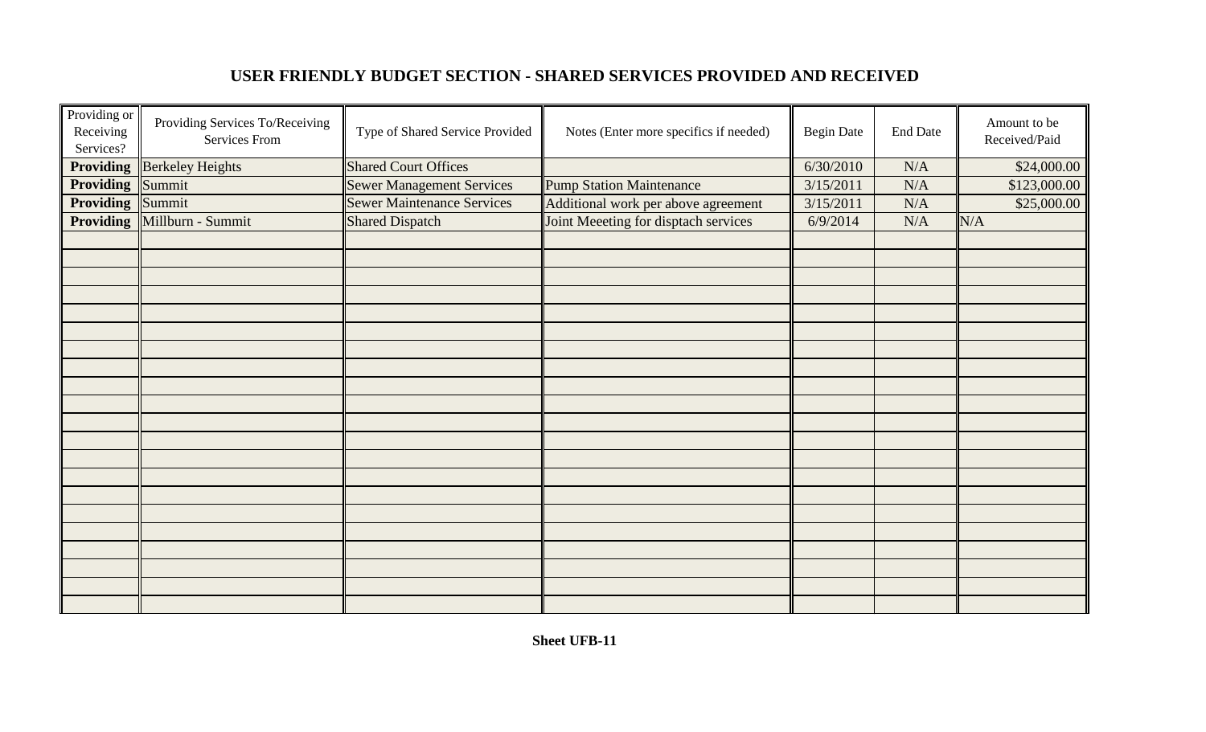# USER FRIENDLY BUDGET SECTION - SHARED SERVICES PROVIDED AND RECEIVED

| Providing or Receiving Services? | Providing Services To/Receiving Services From | Type of Shared Service Provided | Notes (Enter more specifics if needed) | Begin Date | End Date | Amount to be Received/Paid |
|---|---|---|---|---|---|---|
| **Providing** | Berkeley Heights | Shared Court Offices | | 6/30/2010 | N/A | $24,000.00 |
| **Providing** | Summit | Sewer Management Services | Pump Station Maintenance | 3/15/2011 | N/A | $123,000.00 |
| **Providing** | Summit | Sewer Maintenance Services | Additional work per above agreement | 3/15/2011 | N/A | $25,000.00 |
| **Providing** | Millburn - Summit | Shared Dispatch | Joint Meeeting for disptach services | 6/9/2014 | N/A | N/A |
| | | | | | | |
| | | | | | | |
| | | | | | | |
| | | | | | | |
| | | | | | | |
| | | | | | | |
| | | | | | | |
| | | | | | | |
| | | | | | | |
| | | | | | | |
| | | | | | | |
| | | | | | | |
| | | | | | | |
| | | | | | | |
| | | | | | | |
| | | | | | | |
| | | | | | | |
| | | | | | | |
| | | | | | | |
| | | | | | | |
| | | | | | | |

**Sheet UFB-11**